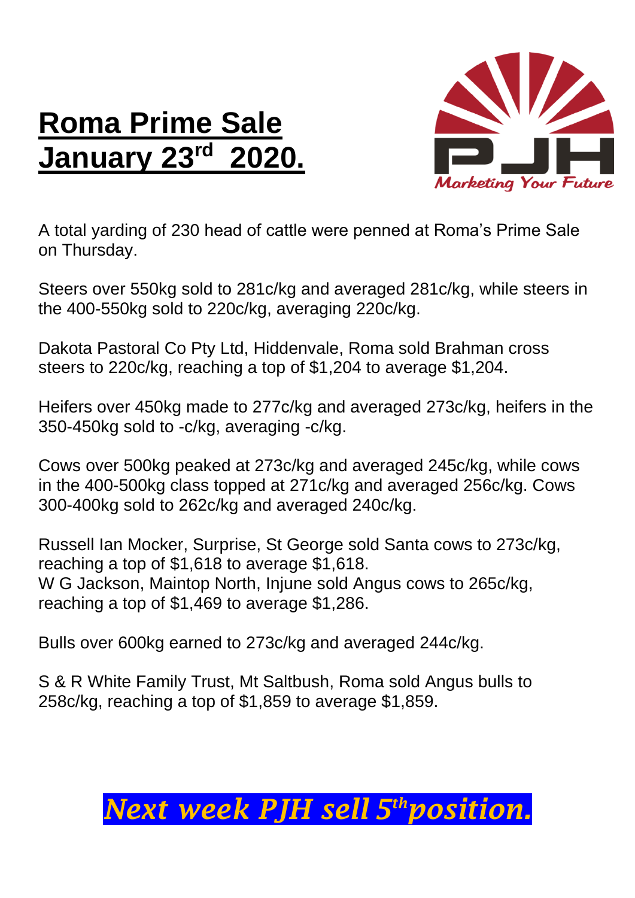# Roma Prime Sale January 23rd 2020.

PJH

*Marketing Your Future*

A total yarding of 230 head of cattle were penned at Roma's Prime Sale on Thursday.

Steers over 550kg sold to 281c/kg and averaged 281c/kg, while steers in the 400-550kg sold to 220c/kg, averaging 220c/kg.

Dakota Pastoral Co Pty Ltd, Hiddenvale, Roma sold Brahman cross steers to 220c/kg, reaching a top of $1,204 to average $1,204.

Heifers over 450kg made to 277c/kg and averaged 273c/kg, heifers in the 350-450kg sold to -c/kg, averaging -c/kg.

Cows over 500kg peaked at 273c/kg and averaged 245c/kg, while cows in the 400-500kg class topped at 271c/kg and averaged 256c/kg. Cows 300-400kg sold to 262c/kg and averaged 240c/kg.

Russell Ian Mocker, Surprise, St George sold Santa cows to 273c/kg, reaching a top of $1,618 to average $1,618.
W G Jackson, Maintop North, Injune sold Angus cows to 265c/kg, reaching a top of $1,469 to average $1,286.

Bulls over 600kg earned to 273c/kg and averaged 244c/kg.

S & R White Family Trust, Mt Saltbush, Roma sold Angus bulls to 258c/kg, reaching a top of $1,859 to average $1,859.

***Next week PJH sell 5th position.***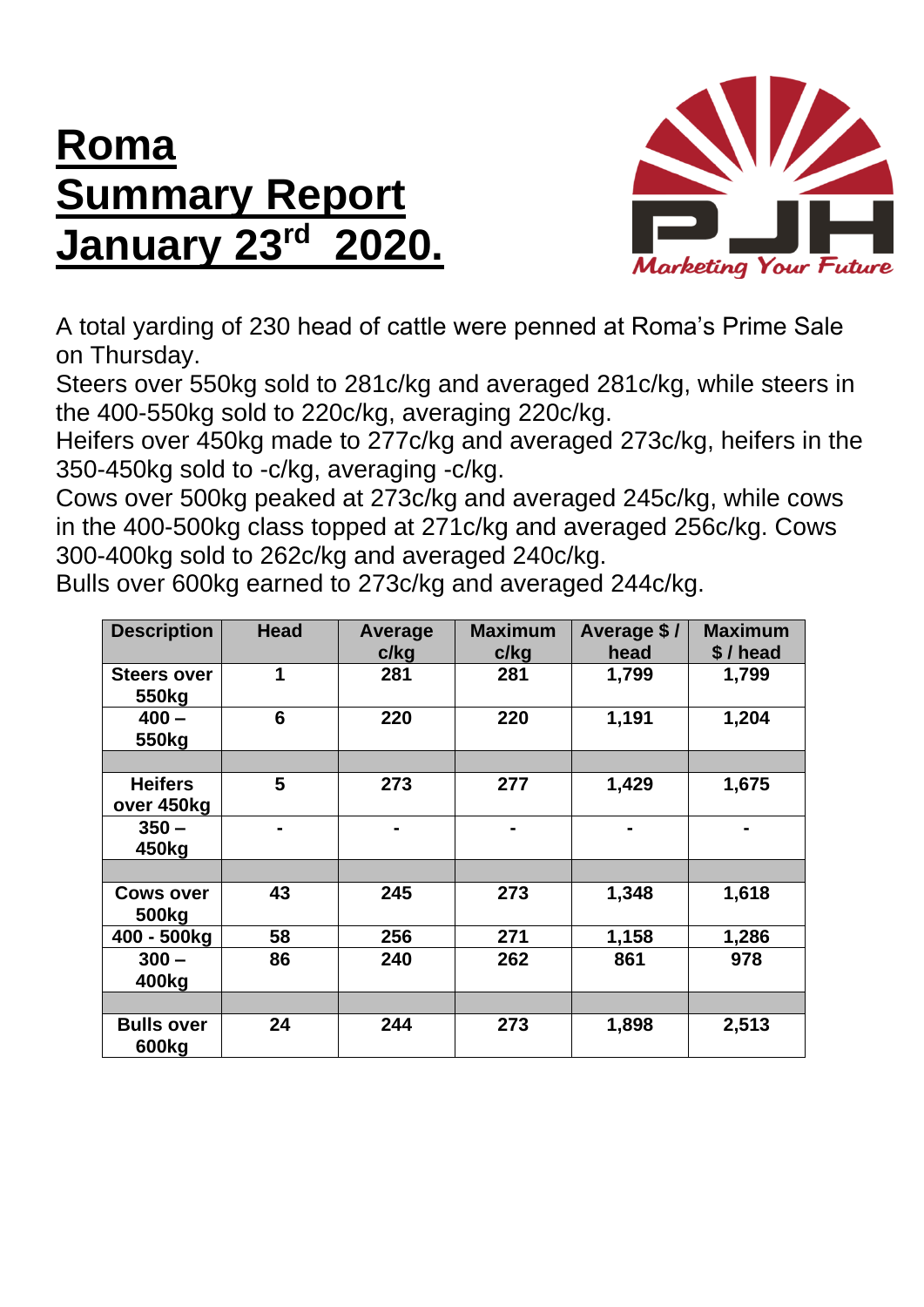# Roma Summary Report January 23rd 2020.

PJH
*Marketing Your Future*

A total yarding of 230 head of cattle were penned at Roma's Prime Sale on Thursday.

Steers over 550kg sold to 281c/kg and averaged 281c/kg, while steers in the 400-550kg sold to 220c/kg, averaging 220c/kg.

Heifers over 450kg made to 277c/kg and averaged 273c/kg, heifers in the 350-450kg sold to -c/kg, averaging -c/kg.

Cows over 500kg peaked at 273c/kg and averaged 245c/kg, while cows in the 400-500kg class topped at 271c/kg and averaged 256c/kg. Cows 300-400kg sold to 262c/kg and averaged 240c/kg.

Bulls over 600kg earned to 273c/kg and averaged 244c/kg.

| Description | Head | Average c/kg | Maximum c/kg | Average $ / head | Maximum $ / head |
|---|---|---|---|---|---|
| Steers over 550kg | 1 | 281 | 281 | 1,799 | 1,799 |
| 400 – 550kg | 6 | 220 | 220 | 1,191 | 1,204 |
| | | | | | |
| Heifers over 450kg | 5 | 273 | 277 | 1,429 | 1,675 |
| 350 – 450kg | - | - | - | - | - |
| | | | | | |
| Cows over 500kg | 43 | 245 | 273 | 1,348 | 1,618 |
| 400 - 500kg | 58 | 256 | 271 | 1,158 | 1,286 |
| 300 – 400kg | 86 | 240 | 262 | 861 | 978 |
| | | | | | |
| Bulls over 600kg | 24 | 244 | 273 | 1,898 | 2,513 |